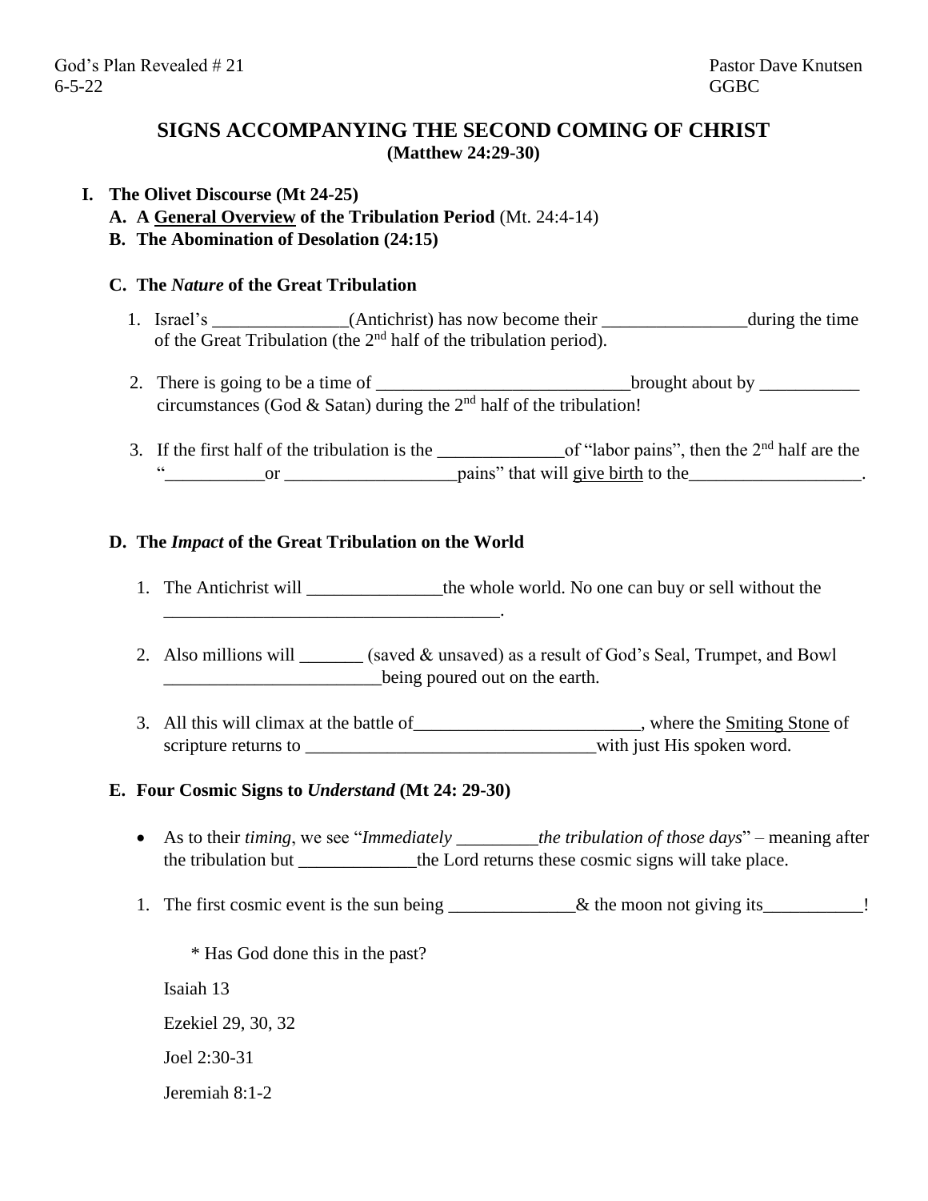God's Plan Revealed # 21 Pastor Dave Knutsen
6-5-22 GGBC

# SIGNS ACCOMPANYING THE SECOND COMING OF CHRIST
**(Matthew 24:29-30)**

**I. The Olivet Discourse (Mt 24-25)**

**A. A <u>General Overview</u> of the Tribulation Period** (Mt. 24:4-14)

**B. The Abomination of Desolation (24:15)**

**C. The *Nature* of the Great Tribulation**

1. Israel's _______________(Antichrist) has now become their ________________during the time of the Great Tribulation (the 2nd half of the tribulation period).

2. There is going to be a time of ____________________________brought about by ___________ circumstances (God & Satan) during the 2nd half of the tribulation!

3. If the first half of the tribulation is the ______________of "labor pains", then the 2nd half are the "___________or ___________________pains" that will <u>give birth</u> to the___________________.

**D. The *Impact* of the Great Tribulation on the World**

1. The Antichrist will _______________the whole world. No one can buy or sell without the _____________________________________.

2. Also millions will _______ (saved & unsaved) as a result of God's Seal, Trumpet, and Bowl ________________________being poured out on the earth.

3. All this will climax at the battle of_________________________, where the <u>Smiting Stone</u> of scripture returns to ________________________________with just His spoken word.

**E. Four Cosmic Signs to *Understand* (Mt 24: 29-30)**

- As to their *timing*, we see "*Immediately* _________*the tribulation of those days*" – meaning after the tribulation but _____________the Lord returns these cosmic signs will take place.

1. The first cosmic event is the sun being ______________& the moon not giving its___________!

   * Has God done this in the past?

   Isaiah 13

   Ezekiel 29, 30, 32

   Joel 2:30-31

   Jeremiah 8:1-2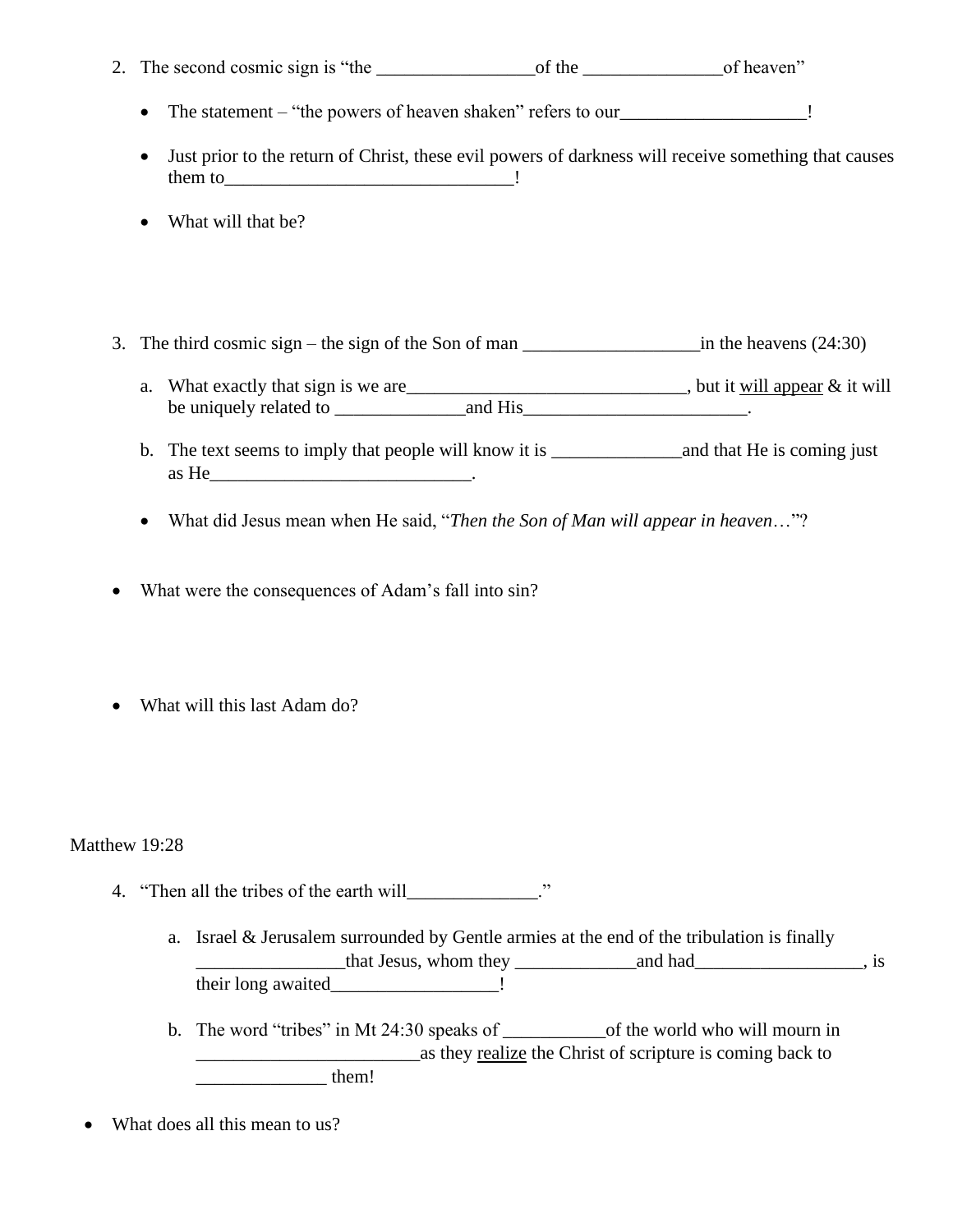2. The second cosmic sign is "the _________________of the _______________of heaven"

   - The statement – "the powers of heaven shaken" refers to our____________________!

   - Just prior to the return of Christ, these evil powers of darkness will receive something that causes them to_______________________________!

   - What will that be?

3. The third cosmic sign – the sign of the Son of man ___________________in the heavens (24:30)

   a. What exactly that sign is we are_______________________________, but it will appear & it will be uniquely related to ______________and His________________________.

   b. The text seems to imply that people will know it is ______________and that He is coming just as He____________________________.

   - What did Jesus mean when He said, "*Then the Son of Man will appear in heaven*…"?

- What were the consequences of Adam's fall into sin?

- What will this last Adam do?

Matthew 19:28

4. "Then all the tribes of the earth will______________."

   a. Israel & Jerusalem surrounded by Gentle armies at the end of the tribulation is finally ________________that Jesus, whom they _____________and had__________________, is their long awaited__________________!

   b. The word "tribes" in Mt 24:30 speaks of ___________of the world who will mourn in ________________________as they realize the Christ of scripture is coming back to ______________ them!

- What does all this mean to us?